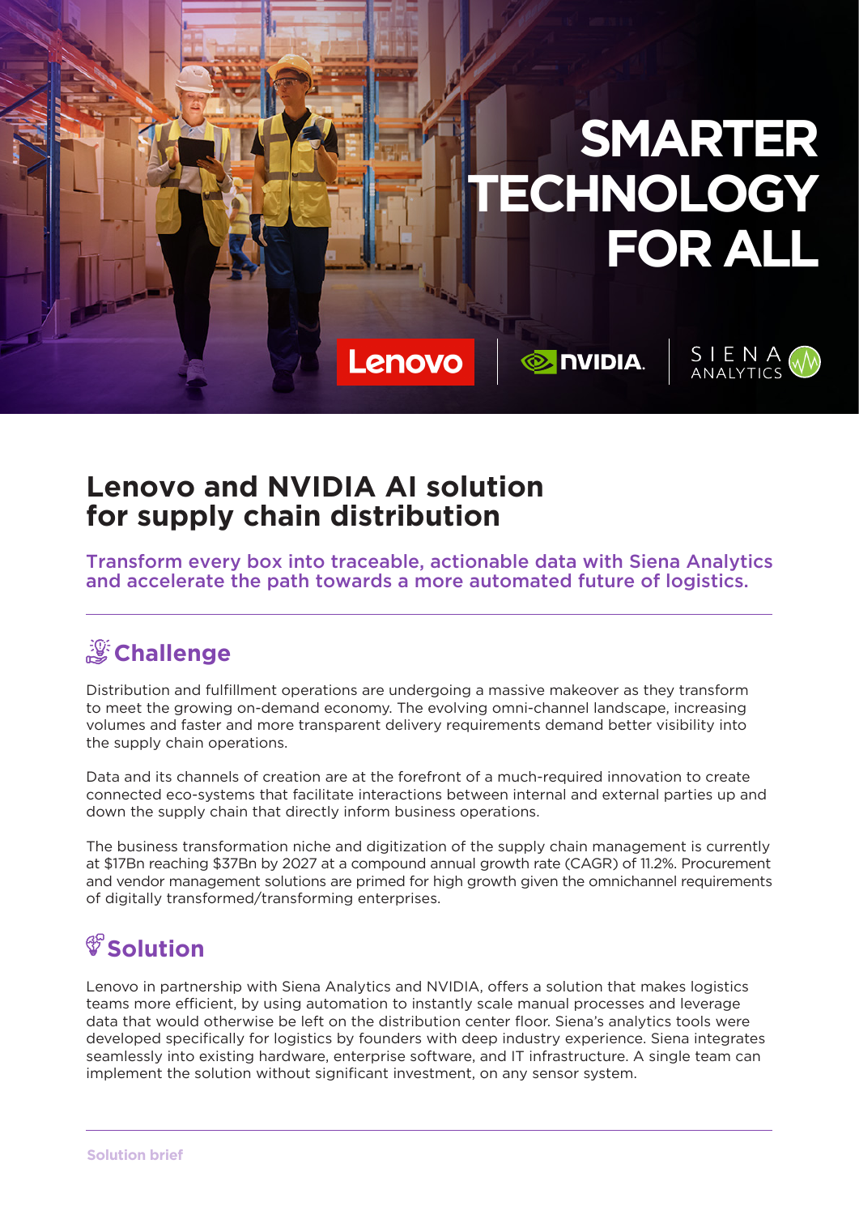# SMARTER TECHNOLOGY FOR ALL

Lenovo | NVIDIA | SIENA ANALYTICS

## Lenovo and NVIDIA AI solution for supply chain distribution

**Transform every box into traceable, actionable data with Siena Analytics and accelerate the path towards a more automated future of logistics.**

### Challenge

Distribution and fulfillment operations are undergoing a massive makeover as they transform to meet the growing on-demand economy. The evolving omni-channel landscape, increasing volumes and faster and more transparent delivery requirements demand better visibility into the supply chain operations.

Data and its channels of creation are at the forefront of a much-required innovation to create connected eco-systems that facilitate interactions between internal and external parties up and down the supply chain that directly inform business operations.

The business transformation niche and digitization of the supply chain management is currently at $17Bn reaching $37Bn by 2027 at a compound annual growth rate (CAGR) of 11.2%. Procurement and vendor management solutions are primed for high growth given the omnichannel requirements of digitally transformed/transforming enterprises.

### Solution

Lenovo in partnership with Siena Analytics and NVIDIA, offers a solution that makes logistics teams more efficient, by using automation to instantly scale manual processes and leverage data that would otherwise be left on the distribution center floor. Siena's analytics tools were developed specifically for logistics by founders with deep industry experience. Siena integrates seamlessly into existing hardware, enterprise software, and IT infrastructure. A single team can implement the solution without significant investment, on any sensor system.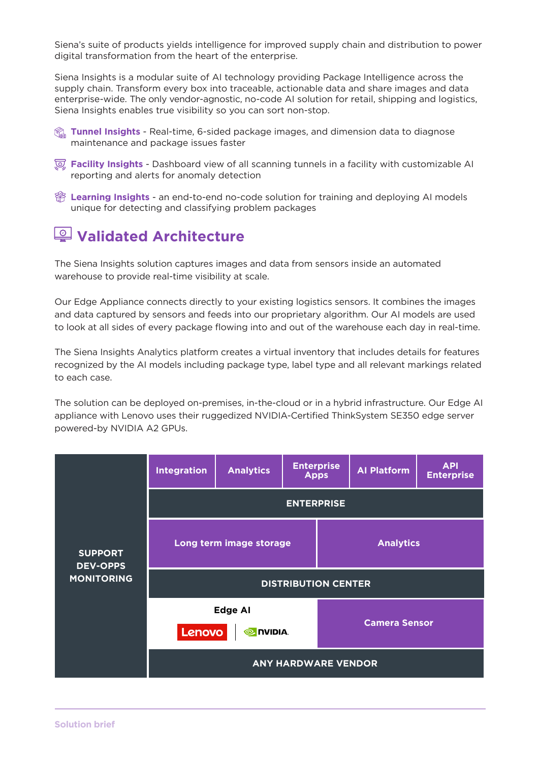Siena's suite of products yields intelligence for improved supply chain and distribution to power digital transformation from the heart of the enterprise.

Siena Insights is a modular suite of AI technology providing Package Intelligence across the supply chain. Transform every box into traceable, actionable data and share images and data enterprise-wide. The only vendor-agnostic, no-code AI solution for retail, shipping and logistics, Siena Insights enables true visibility so you can sort non-stop.

- **Tunnel Insights** - Real-time, 6-sided package images, and dimension data to diagnose maintenance and package issues faster
- **Facility Insights** - Dashboard view of all scanning tunnels in a facility with customizable AI reporting and alerts for anomaly detection
- **Learning Insights** - an end-to-end no-code solution for training and deploying AI models unique for detecting and classifying problem packages

## Validated Architecture

The Siena Insights solution captures images and data from sensors inside an automated warehouse to provide real-time visibility at scale.

Our Edge Appliance connects directly to your existing logistics sensors. It combines the images and data captured by sensors and feeds into our proprietary algorithm. Our AI models are used to look at all sides of every package flowing into and out of the warehouse each day in real-time.

The Siena Insights Analytics platform creates a virtual inventory that includes details for features recognized by the AI models including package type, label type and all relevant markings related to each case.

The solution can be deployed on-premises, in-the-cloud or in a hybrid infrastructure. Our Edge AI appliance with Lenovo uses their ruggedized NVIDIA-Certified ThinkSystem SE350 edge server powered-by NVIDIA A2 GPUs.

| SUPPORT DEV-OPPS MONITORING | Integration | Analytics | Enterprise Apps | AI Platform | API Enterprise |
|---|---|---|---|---|---|
| | ENTERPRISE | | | | |
| | Long term image storage | | Analytics | | |
| | DISTRIBUTION CENTER | | | | |
| | Edge AI (Lenovo, NVIDIA) | | Camera Sensor | | |
| | ANY HARDWARE VENDOR | | | | |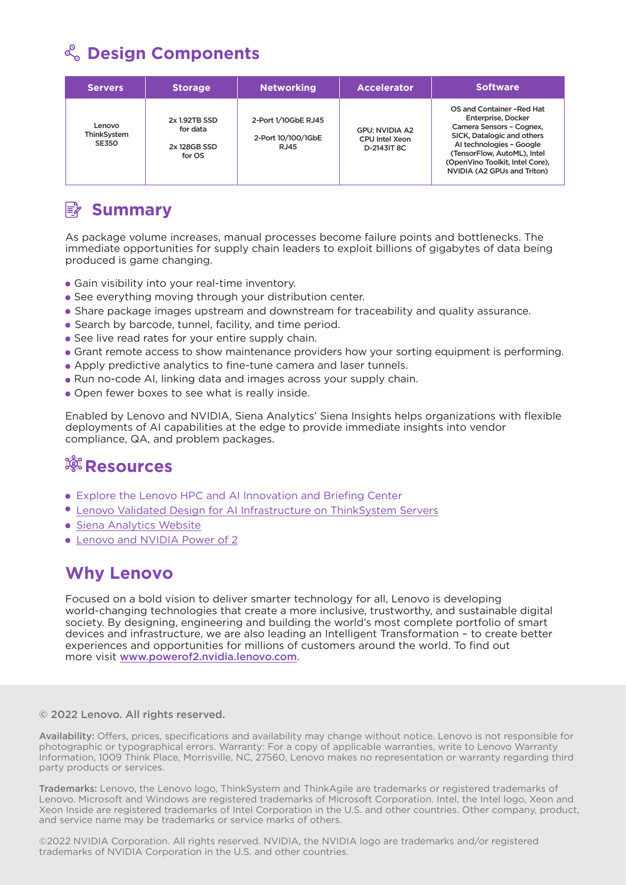## Design Components

| Servers | Storage | Networking | Accelerator | Software |
| --- | --- | --- | --- | --- |
| Lenovo ThinkSystem SE350 | 2x 1.92TB SSD for data<br><br>2x 128GB SSD for OS | 2-Port 1/10GbE RJ45<br><br>2-Port 10/100/1GbE RJ45 | GPU: NVIDIA A2<br>CPU Intel Xeon D-2143IT 8C | OS and Container –Red Hat Enterprise, Docker<br>Camera Sensors – Cognex, SICK, Datalogic and others<br>AI technologies – Google (TensorFlow, AutoML), Intel (OpenVino Toolkit, Intel Core), NVIDIA (A2 GPUs and Triton) |

## Summary

As package volume increases, manual processes become failure points and bottlenecks. The immediate opportunities for supply chain leaders to exploit billions of gigabytes of data being produced is game changing.

- Gain visibility into your real-time inventory.
- See everything moving through your distribution center.
- Share package images upstream and downstream for traceability and quality assurance.
- Search by barcode, tunnel, facility, and time period.
- See live read rates for your entire supply chain.
- Grant remote access to show maintenance providers how your sorting equipment is performing.
- Apply predictive analytics to fine-tune camera and laser tunnels.
- Run no-code AI, linking data and images across your supply chain.
- Open fewer boxes to see what is really inside.

Enabled by Lenovo and NVIDIA, Siena Analytics' Siena Insights helps organizations with flexible deployments of AI capabilities at the edge to provide immediate insights into vendor compliance, QA, and problem packages.

## Resources

- Explore the Lenovo HPC and AI Innovation and Briefing Center
- Lenovo Validated Design for AI Infrastructure on ThinkSystem Servers
- Siena Analytics Website
- Lenovo and NVIDIA Power of 2

## Why Lenovo

Focused on a bold vision to deliver smarter technology for all, Lenovo is developing world-changing technologies that create a more inclusive, trustworthy, and sustainable digital society. By designing, engineering and building the world's most complete portfolio of smart devices and infrastructure, we are also leading an Intelligent Transformation – to create better experiences and opportunities for millions of customers around the world. To find out more visit **www.powerof2.nvidia.lenovo.com**.

© 2022 Lenovo. All rights reserved.

**Availability:** Offers, prices, specifications and availability may change without notice. Lenovo is not responsible for photographic or typographical errors. Warranty: For a copy of applicable warranties, write to Lenovo Warranty Information, 1009 Think Place, Morrisville, NC, 27560, Lenovo makes no representation or warranty regarding third party products or services.

**Trademarks:** Lenovo, the Lenovo logo, ThinkSystem and ThinkAgile are trademarks or registered trademarks of Lenovo. Microsoft and Windows are registered trademarks of Microsoft Corporation. Intel, the Intel logo, Xeon and Xeon Inside are registered trademarks of Intel Corporation in the U.S. and other countries. Other company, product, and service name may be trademarks or service marks of others.

©2022 NVIDIA Corporation. All rights reserved. NVIDIA, the NVIDIA logo are trademarks and/or registered trademarks of NVIDIA Corporation in the U.S. and other countries.